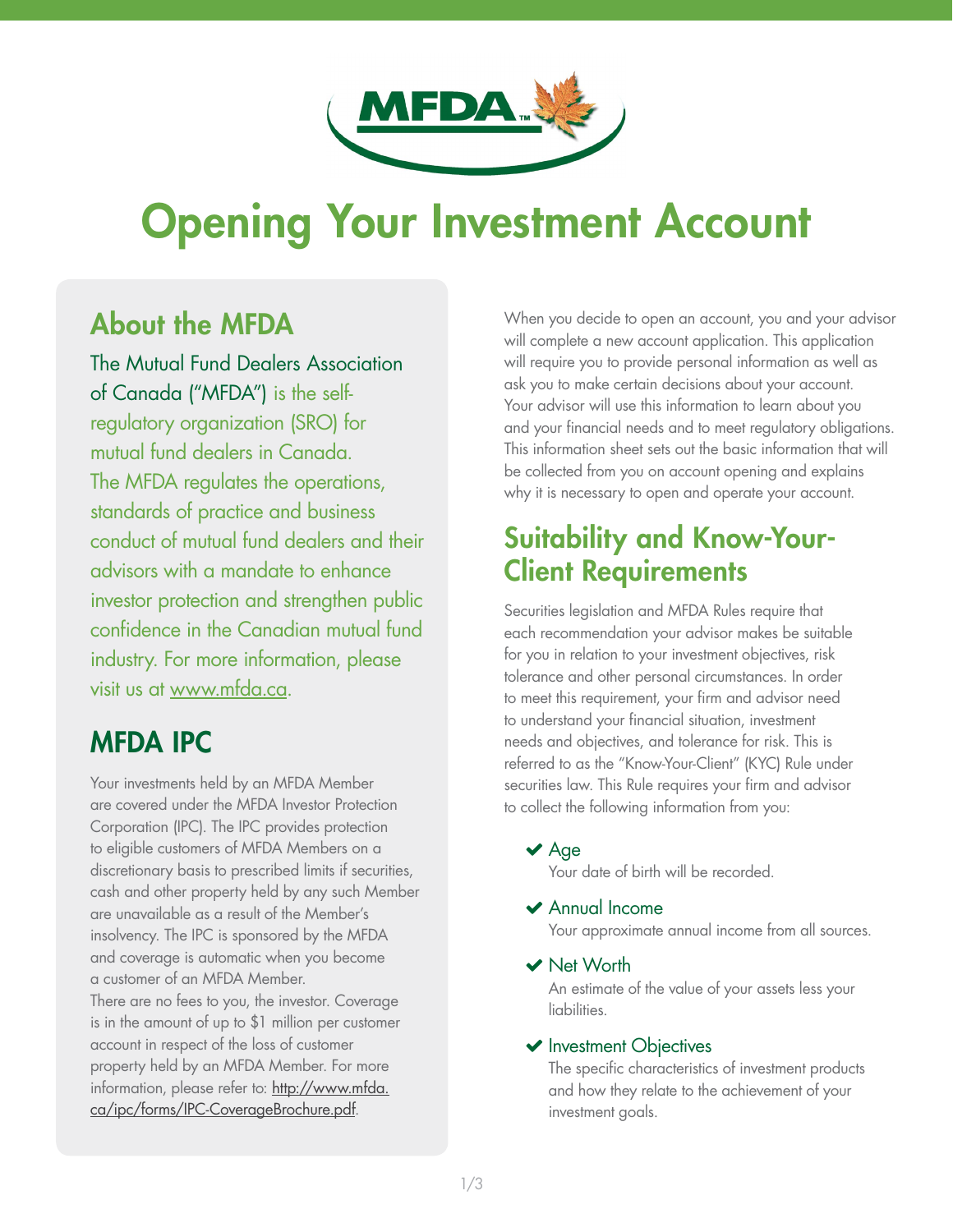# Opening Your Investment Account

## About the MFDA

The Mutual Fund Dealers Association of Canada ("MFDA") is the self-regulatory organization (SRO) for mutual fund dealers in Canada. The MFDA regulates the operations, standards of practice and business conduct of mutual fund dealers and their advisors with a mandate to enhance investor protection and strengthen public confidence in the Canadian mutual fund industry. For more information, please visit us at www.mfda.ca.

## MFDA IPC

Your investments held by an MFDA Member are covered under the MFDA Investor Protection Corporation (IPC). The IPC provides protection to eligible customers of MFDA Members on a discretionary basis to prescribed limits if securities, cash and other property held by any such Member are unavailable as a result of the Member's insolvency. The IPC is sponsored by the MFDA and coverage is automatic when you become a customer of an MFDA Member. There are no fees to you, the investor. Coverage is in the amount of up to $1 million per customer account in respect of the loss of customer property held by an MFDA Member. For more information, please refer to: http://www.mfda.ca/ipc/forms/IPC-CoverageBrochure.pdf.

When you decide to open an account, you and your advisor will complete a new account application. This application will require you to provide personal information as well as ask you to make certain decisions about your account. Your advisor will use this information to learn about you and your financial needs and to meet regulatory obligations. This information sheet sets out the basic information that will be collected from you on account opening and explains why it is necessary to open and operate your account.

## Suitability and Know-Your-Client Requirements

Securities legislation and MFDA Rules require that each recommendation your advisor makes be suitable for you in relation to your investment objectives, risk tolerance and other personal circumstances. In order to meet this requirement, your firm and advisor need to understand your financial situation, investment needs and objectives, and tolerance for risk. This is referred to as the "Know-Your-Client" (KYC) Rule under securities law. This Rule requires your firm and advisor to collect the following information from you:

- **Age**
  Your date of birth will be recorded.
- **Annual Income**
  Your approximate annual income from all sources.
- **Net Worth**
  An estimate of the value of your assets less your liabilities.
- **Investment Objectives**
  The specific characteristics of investment products and how they relate to the achievement of your investment goals.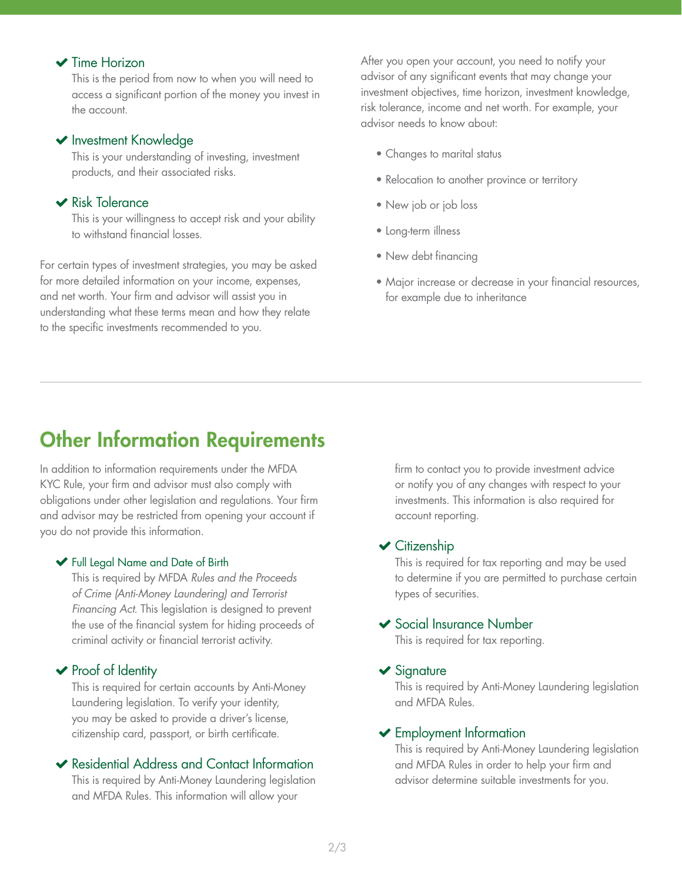- **Time Horizon**
  This is the period from now to when you will need to access a significant portion of the money you invest in the account.

- **Investment Knowledge**
  This is your understanding of investing, investment products, and their associated risks.

- **Risk Tolerance**
  This is your willingness to accept risk and your ability to withstand financial losses.

For certain types of investment strategies, you may be asked for more detailed information on your income, expenses, and net worth. Your firm and advisor will assist you in understanding what these terms mean and how they relate to the specific investments recommended to you.

After you open your account, you need to notify your advisor of any significant events that may change your investment objectives, time horizon, investment knowledge, risk tolerance, income and net worth. For example, your advisor needs to know about:

- Changes to marital status
- Relocation to another province or territory
- New job or job loss
- Long-term illness
- New debt financing
- Major increase or decrease in your financial resources, for example due to inheritance

## Other Information Requirements

In addition to information requirements under the MFDA KYC Rule, your firm and advisor must also comply with obligations under other legislation and regulations. Your firm and advisor may be restricted from opening your account if you do not provide this information.

- **Full Legal Name and Date of Birth**
  This is required by MFDA *Rules and the Proceeds of Crime (Anti-Money Laundering) and Terrorist Financing Act*. This legislation is designed to prevent the use of the financial system for hiding proceeds of criminal activity or financial terrorist activity.

- **Proof of Identity**
  This is required for certain accounts by Anti-Money Laundering legislation. To verify your identity, you may be asked to provide a driver's license, citizenship card, passport, or birth certificate.

- **Residential Address and Contact Information**
  This is required by Anti-Money Laundering legislation and MFDA Rules. This information will allow your firm to contact you to provide investment advice or notify you of any changes with respect to your investments. This information is also required for account reporting.

- **Citizenship**
  This is required for tax reporting and may be used to determine if you are permitted to purchase certain types of securities.

- **Social Insurance Number**
  This is required for tax reporting.

- **Signature**
  This is required by Anti-Money Laundering legislation and MFDA Rules.

- **Employment Information**
  This is required by Anti-Money Laundering legislation and MFDA Rules in order to help your firm and advisor determine suitable investments for you.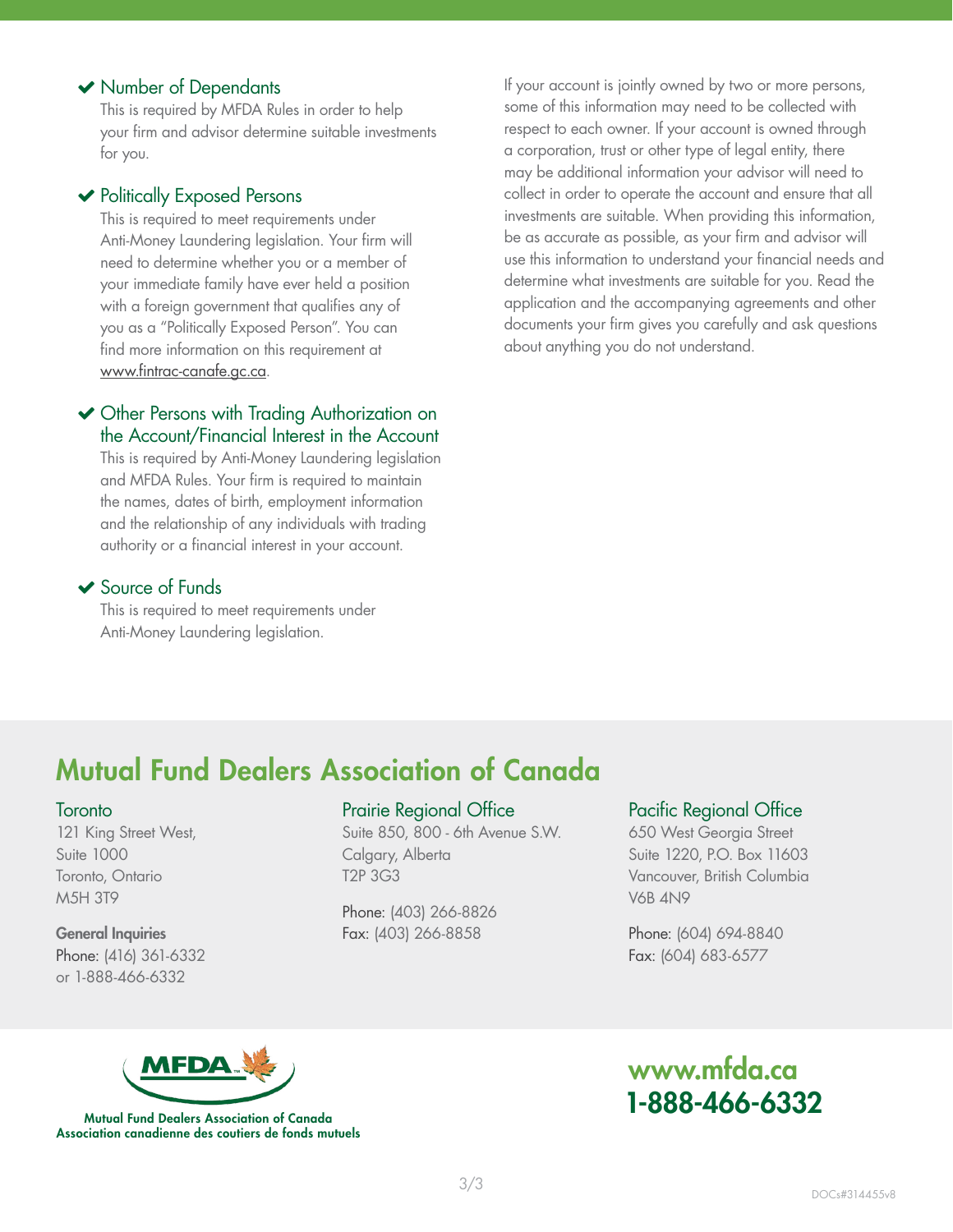### ✔ Number of Dependants

This is required by MFDA Rules in order to help your firm and advisor determine suitable investments for you.

### ✔ Politically Exposed Persons

This is required to meet requirements under Anti-Money Laundering legislation. Your firm will need to determine whether you or a member of your immediate family have ever held a position with a foreign government that qualifies any of you as a "Politically Exposed Person". You can find more information on this requirement at www.fintrac-canafe.gc.ca.

### ✔ Other Persons with Trading Authorization on the Account/Financial Interest in the Account

This is required by Anti-Money Laundering legislation and MFDA Rules. Your firm is required to maintain the names, dates of birth, employment information and the relationship of any individuals with trading authority or a financial interest in your account.

### ✔ Source of Funds

This is required to meet requirements under Anti-Money Laundering legislation.

If your account is jointly owned by two or more persons, some of this information may need to be collected with respect to each owner. If your account is owned through a corporation, trust or other type of legal entity, there may be additional information your advisor will need to collect in order to operate the account and ensure that all investments are suitable. When providing this information, be as accurate as possible, as your firm and advisor will use this information to understand your financial needs and determine what investments are suitable for you. Read the application and the accompanying agreements and other documents your firm gives you carefully and ask questions about anything you do not understand.

## Mutual Fund Dealers Association of Canada

### Toronto

121 King Street West,
Suite 1000
Toronto, Ontario
M5H 3T9

**General Inquiries**
Phone: (416) 361-6332
or 1-888-466-6332

### Prairie Regional Office

Suite 850, 800 - 6th Avenue S.W.
Calgary, Alberta
T2P 3G3

Phone: (403) 266-8826
Fax: (403) 266-8858

### Pacific Regional Office

650 West Georgia Street
Suite 1220, P.O. Box 11603
Vancouver, British Columbia
V6B 4N9

Phone: (604) 694-8840
Fax: (604) 683-6577

MFDA
Mutual Fund Dealers Association of Canada
Association canadienne des coutiers de fonds mutuels

**www.mfda.ca**
**1-888-466-6332**

DOCs#314455v8